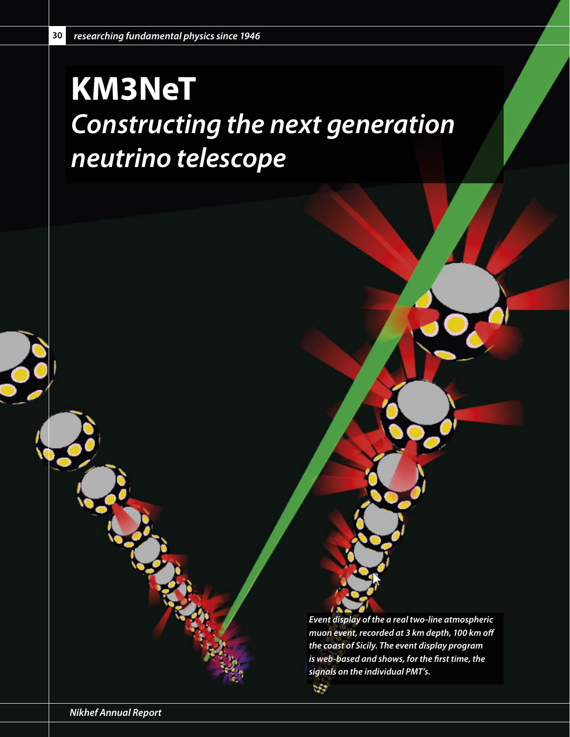# KM3NeT

## *Constructing the next generation neutrino telescope*

*Event display of the a real two-line atmospheric muon event, recorded at 3 km depth, 100 km off the coast of Sicily. The event display program is web-based and shows, for the first time, the signals on the individual PMT's.*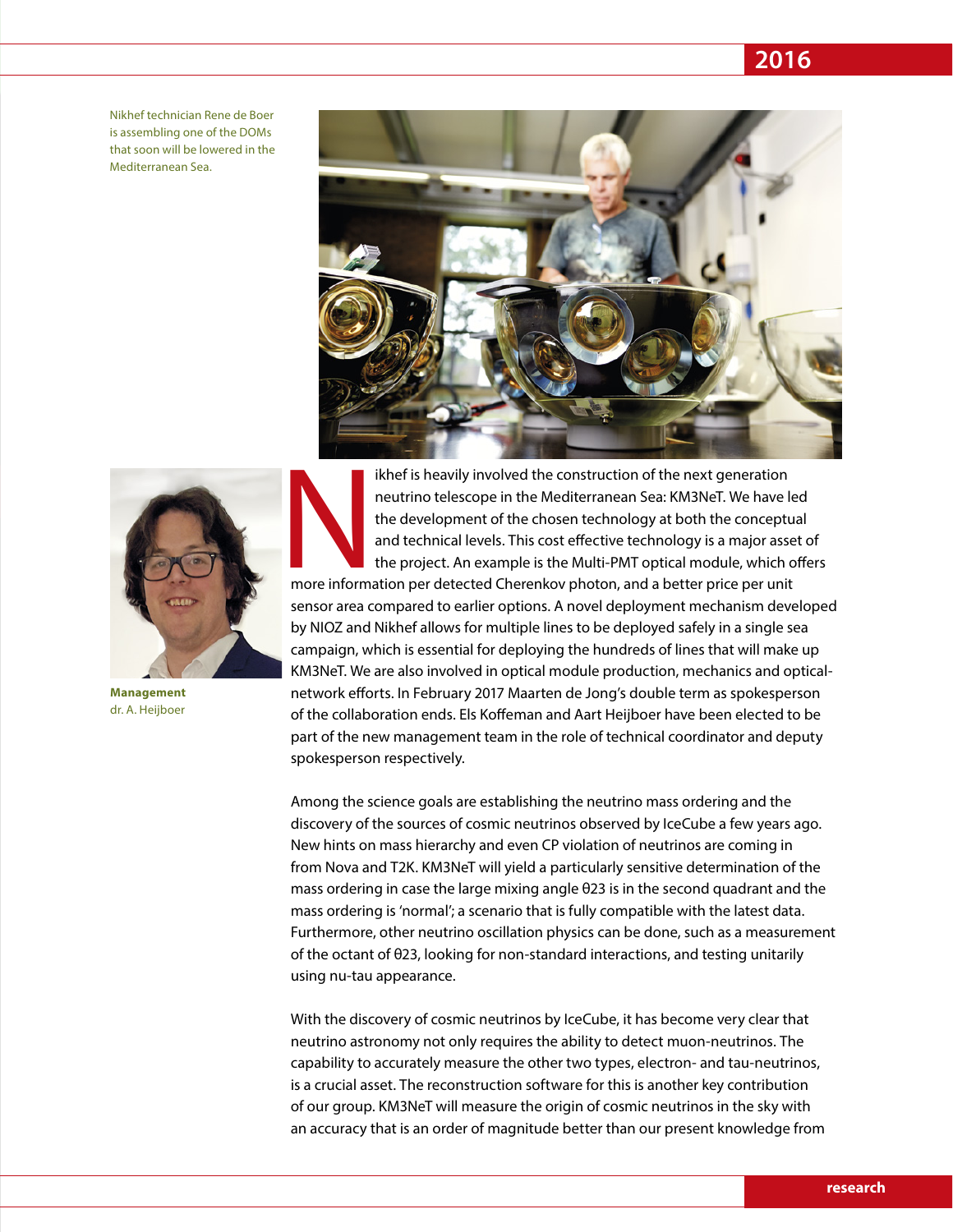Nikhef technician Rene de Boer is assembling one of the DOMs that soon will be lowered in the Mediterranean Sea.

**Management**
dr. A. Heijboer

Nikhef is heavily involved the construction of the next generation neutrino telescope in the Mediterranean Sea: KM3NeT. We have led the development of the chosen technology at both the conceptual and technical levels. This cost effective technology is a major asset of the project. An example is the Multi-PMT optical module, which offers more information per detected Cherenkov photon, and a better price per unit sensor area compared to earlier options. A novel deployment mechanism developed by NIOZ and Nikhef allows for multiple lines to be deployed safely in a single sea campaign, which is essential for deploying the hundreds of lines that will make up KM3NeT. We are also involved in optical module production, mechanics and optical-network efforts. In February 2017 Maarten de Jong's double term as spokesperson of the collaboration ends. Els Koffeman and Aart Heijboer have been elected to be part of the new management team in the role of technical coordinator and deputy spokesperson respectively.

Among the science goals are establishing the neutrino mass ordering and the discovery of the sources of cosmic neutrinos observed by IceCube a few years ago. New hints on mass hierarchy and even CP violation of neutrinos are coming in from Nova and T2K. KM3NeT will yield a particularly sensitive determination of the mass ordering in case the large mixing angle $\theta_{23}$ is in the second quadrant and the mass ordering is 'normal'; a scenario that is fully compatible with the latest data. Furthermore, other neutrino oscillation physics can be done, such as a measurement of the octant of $\theta_{23}$, looking for non-standard interactions, and testing unitarily using nu-tau appearance.

With the discovery of cosmic neutrinos by IceCube, it has become very clear that neutrino astronomy not only requires the ability to detect muon-neutrinos. The capability to accurately measure the other two types, electron- and tau-neutrinos, is a crucial asset. The reconstruction software for this is another key contribution of our group. KM3NeT will measure the origin of cosmic neutrinos in the sky with an accuracy that is an order of magnitude better than our present knowledge from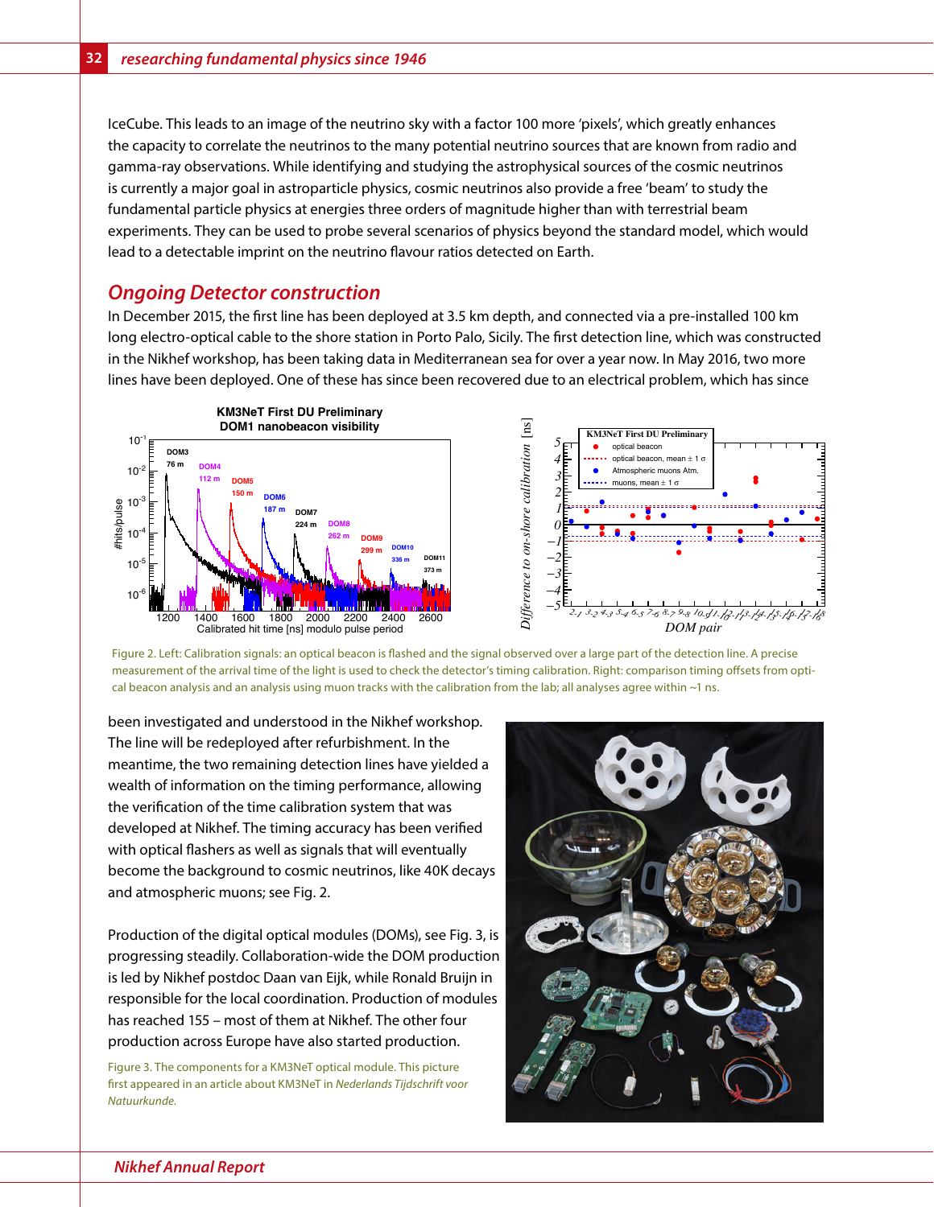IceCube. This leads to an image of the neutrino sky with a factor 100 more 'pixels', which greatly enhances the capacity to correlate the neutrinos to the many potential neutrino sources that are known from radio and gamma-ray observations. While identifying and studying the astrophysical sources of the cosmic neutrinos is currently a major goal in astroparticle physics, cosmic neutrinos also provide a free 'beam' to study the fundamental particle physics at energies three orders of magnitude higher than with terrestrial beam experiments. They can be used to probe several scenarios of physics beyond the standard model, which would lead to a detectable imprint on the neutrino flavour ratios detected on Earth.

## Ongoing Detector construction

In December 2015, the first line has been deployed at 3.5 km depth, and connected via a pre-installed 100 km long electro-optical cable to the shore station in Porto Palo, Sicily. The first detection line, which was constructed in the Nikhef workshop, has been taking data in Mediterranean sea for over a year now. In May 2016, two more lines have been deployed. One of these has since been recovered due to an electrical problem, which has since been investigated and understood in the Nikhef workshop. The line will be redeployed after refurbishment. In the meantime, the two remaining detection lines have yielded a wealth of information on the timing performance, allowing the verification of the time calibration system that was developed at Nikhef. The timing accuracy has been verified with optical flashers as well as signals that will eventually become the background to cosmic neutrinos, like 40K decays and atmospheric muons; see Fig. 2.

Figure 2. Left: Calibration signals: an optical beacon is flashed and the signal observed over a large part of the detection line. A precise measurement of the arrival time of the light is used to check the detector's timing calibration. Right: comparison timing offsets from optical beacon analysis and an analysis using muon tracks with the calibration from the lab; all analyses agree within ~1 ns.

Production of the digital optical modules (DOMs), see Fig. 3, is progressing steadily. Collaboration-wide the DOM production is led by Nikhef postdoc Daan van Eijk, while Ronald Bruijn in responsible for the local coordination. Production of modules has reached 155 – most of them at Nikhef. The other four production across Europe have also started production.

Figure 3. The components for a KM3NeT optical module. This picture first appeared in an article about KM3NeT in *Nederlands Tijdschrift voor Natuurkunde.*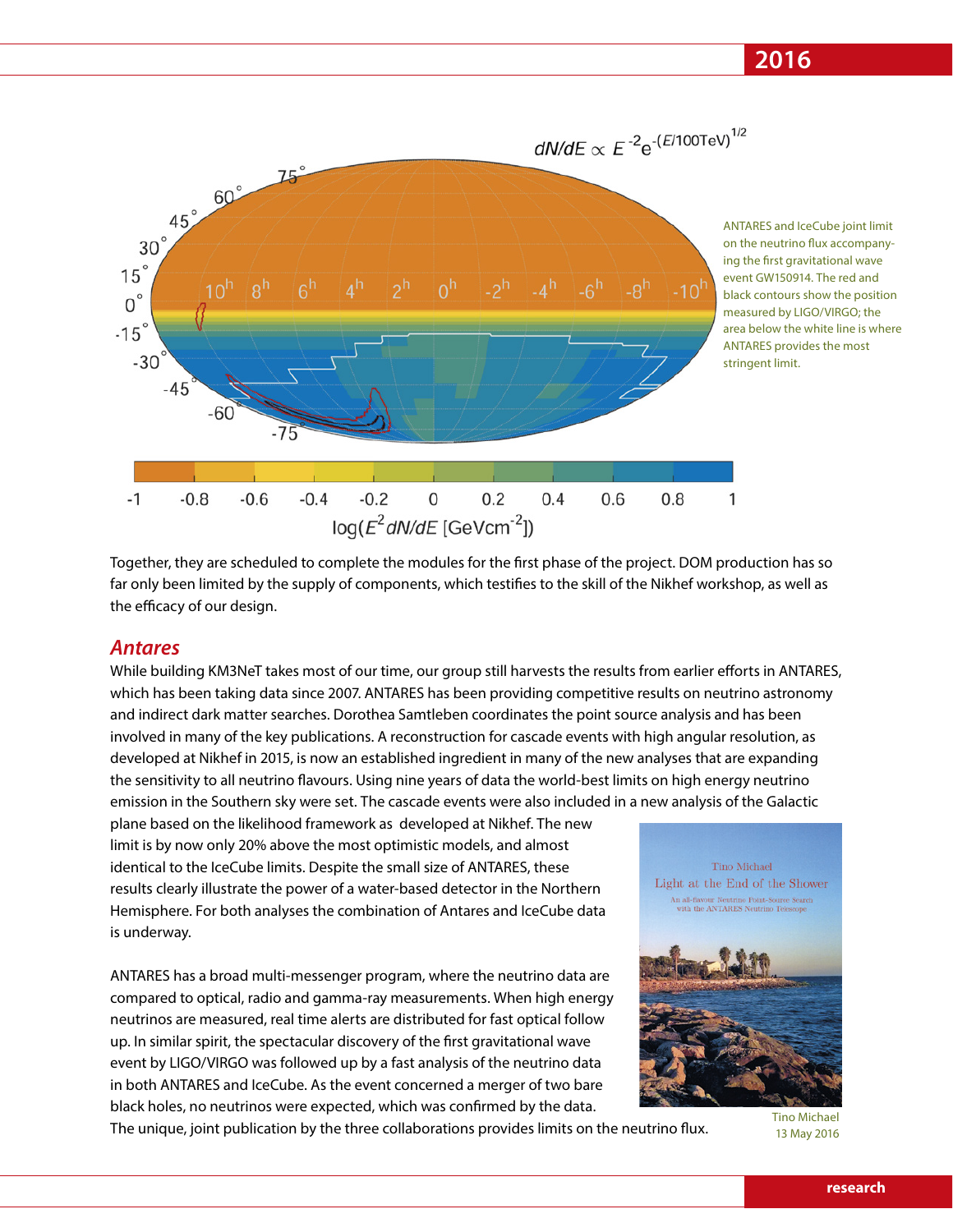$dN/dE \propto E^{-2} e^{-(E/100\text{TeV})^{1/2}}$

75°
60°
45°
30°
15°
0°
-15°
-30°
-45°
-60°
-75°

10h 8h 6h 4h 2h 0h -2h -4h -6h -8h -10h

-1 -0.8 -0.6 -0.4 -0.2 0 0.2 0.4 0.6 0.8 1

$\log(E^2 dN/dE \text{ [GeVcm}^{-2}\text{]})$

ANTARES and IceCube joint limit on the neutrino flux accompanying the first gravitational wave event GW150914. The red and black contours show the position measured by LIGO/VIRGO; the area below the white line is where ANTARES provides the most stringent limit.

Together, they are scheduled to complete the modules for the first phase of the project. DOM production has so far only been limited by the supply of components, which testifies to the skill of the Nikhef workshop, as well as the efficacy of our design.

## *Antares*

While building KM3NeT takes most of our time, our group still harvests the results from earlier efforts in ANTARES, which has been taking data since 2007. ANTARES has been providing competitive results on neutrino astronomy and indirect dark matter searches. Dorothea Samtleben coordinates the point source analysis and has been involved in many of the key publications. A reconstruction for cascade events with high angular resolution, as developed at Nikhef in 2015, is now an established ingredient in many of the new analyses that are expanding the sensitivity to all neutrino flavours. Using nine years of data the world-best limits on high energy neutrino emission in the Southern sky were set. The cascade events were also included in a new analysis of the Galactic plane based on the likelihood framework as developed at Nikhef. The new limit is by now only 20% above the most optimistic models, and almost identical to the IceCube limits. Despite the small size of ANTARES, these results clearly illustrate the power of a water-based detector in the Northern Hemisphere. For both analyses the combination of Antares and IceCube data is underway.

ANTARES has a broad multi-messenger program, where the neutrino data are compared to optical, radio and gamma-ray measurements. When high energy neutrinos are measured, real time alerts are distributed for fast optical follow up. In similar spirit, the spectacular discovery of the first gravitational wave event by LIGO/VIRGO was followed up by a fast analysis of the neutrino data in both ANTARES and IceCube. As the event concerned a merger of two bare black holes, no neutrinos were expected, which was confirmed by the data. The unique, joint publication by the three collaborations provides limits on the neutrino flux.

Tino Michael
Light at the End of the Shower
An all-flavour Neutrino Point-Source Search with the ANTARES Neutrino Telescope

Tino Michael
13 May 2016